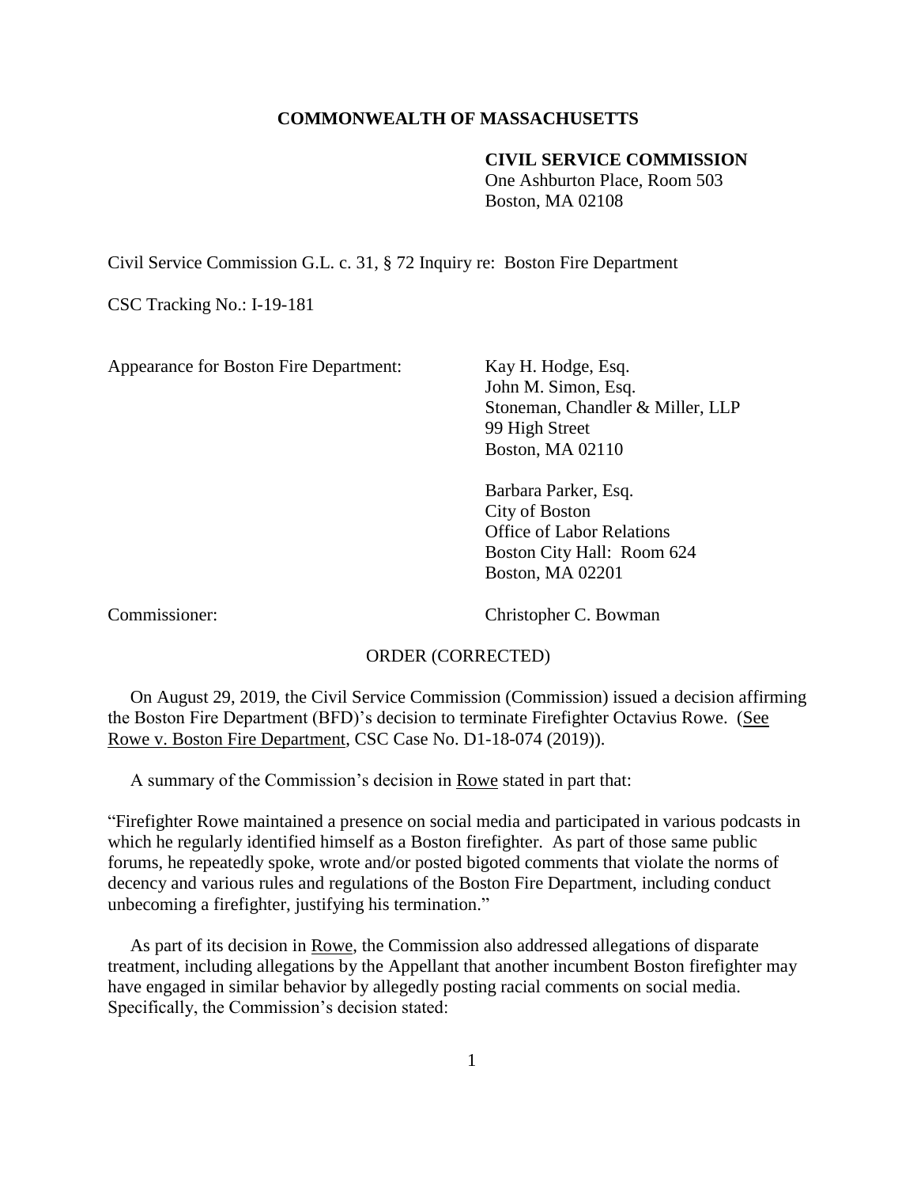**COMMONWEALTH OF MASSACHUSETTS**

**CIVIL SERVICE COMMISSION**
One Ashburton Place, Room 503
Boston, MA 02108

Civil Service Commission G.L. c. 31, § 72 Inquiry re: Boston Fire Department

CSC Tracking No.: I-19-181

Appearance for Boston Fire Department:

Kay H. Hodge, Esq.
John M. Simon, Esq.
Stoneman, Chandler & Miller, LLP
99 High Street
Boston, MA 02110

Barbara Parker, Esq.
City of Boston
Office of Labor Relations
Boston City Hall: Room 624
Boston, MA 02201

Commissioner: Christopher C. Bowman

ORDER (CORRECTED)

On August 29, 2019, the Civil Service Commission (Commission) issued a decision affirming the Boston Fire Department (BFD)'s decision to terminate Firefighter Octavius Rowe. (See Rowe v. Boston Fire Department, CSC Case No. D1-18-074 (2019)).

A summary of the Commission's decision in Rowe stated in part that:

"Firefighter Rowe maintained a presence on social media and participated in various podcasts in which he regularly identified himself as a Boston firefighter. As part of those same public forums, he repeatedly spoke, wrote and/or posted bigoted comments that violate the norms of decency and various rules and regulations of the Boston Fire Department, including conduct unbecoming a firefighter, justifying his termination."

As part of its decision in Rowe, the Commission also addressed allegations of disparate treatment, including allegations by the Appellant that another incumbent Boston firefighter may have engaged in similar behavior by allegedly posting racial comments on social media. Specifically, the Commission's decision stated: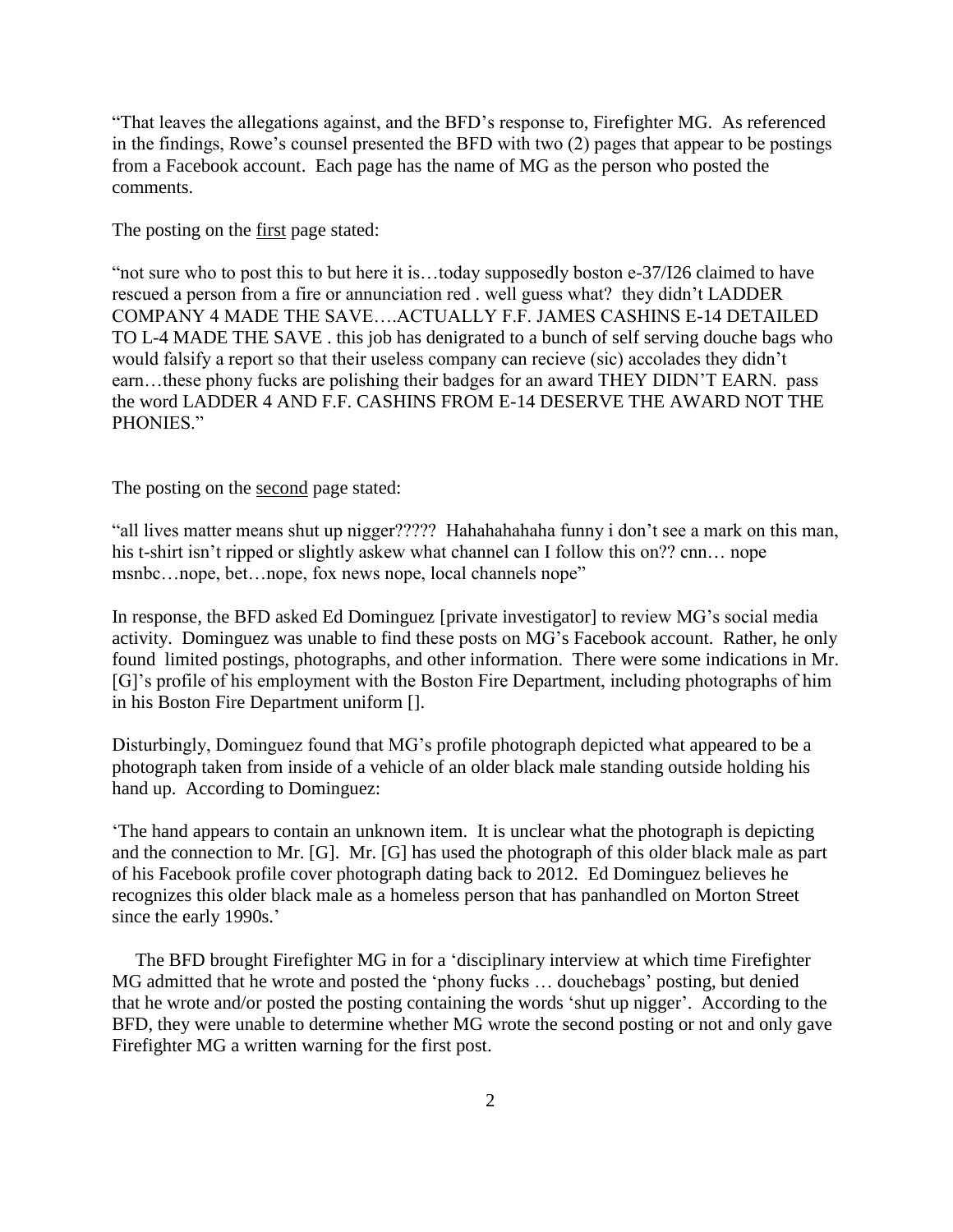"That leaves the allegations against, and the BFD's response to, Firefighter MG. As referenced in the findings, Rowe's counsel presented the BFD with two (2) pages that appear to be postings from a Facebook account. Each page has the name of MG as the person who posted the comments.

The posting on the <u>first</u> page stated:

"not sure who to post this to but here it is…today supposedly boston e-37/I26 claimed to have rescued a person from a fire or annunciation red . well guess what? they didn't LADDER COMPANY 4 MADE THE SAVE….ACTUALLY F.F. JAMES CASHINS E-14 DETAILED TO L-4 MADE THE SAVE . this job has denigrated to a bunch of self serving douche bags who would falsify a report so that their useless company can recieve (sic) accolades they didn't earn…these phony fucks are polishing their badges for an award THEY DIDN'T EARN. pass the word LADDER 4 AND F.F. CASHINS FROM E-14 DESERVE THE AWARD NOT THE PHONIES."

The posting on the <u>second</u> page stated:

"all lives matter means shut up nigger????? Hahahahahaha funny i don't see a mark on this man, his t-shirt isn't ripped or slightly askew what channel can I follow this on?? cnn… nope msnbc…nope, bet…nope, fox news nope, local channels nope"

In response, the BFD asked Ed Dominguez [private investigator] to review MG's social media activity. Dominguez was unable to find these posts on MG's Facebook account. Rather, he only found limited postings, photographs, and other information. There were some indications in Mr. [G]'s profile of his employment with the Boston Fire Department, including photographs of him in his Boston Fire Department uniform [].

Disturbingly, Dominguez found that MG's profile photograph depicted what appeared to be a photograph taken from inside of a vehicle of an older black male standing outside holding his hand up. According to Dominguez:

'The hand appears to contain an unknown item. It is unclear what the photograph is depicting and the connection to Mr. [G]. Mr. [G] has used the photograph of this older black male as part of his Facebook profile cover photograph dating back to 2012. Ed Dominguez believes he recognizes this older black male as a homeless person that has panhandled on Morton Street since the early 1990s.'

The BFD brought Firefighter MG in for a 'disciplinary interview at which time Firefighter MG admitted that he wrote and posted the 'phony fucks … douchebags' posting, but denied that he wrote and/or posted the posting containing the words 'shut up nigger'. According to the BFD, they were unable to determine whether MG wrote the second posting or not and only gave Firefighter MG a written warning for the first post.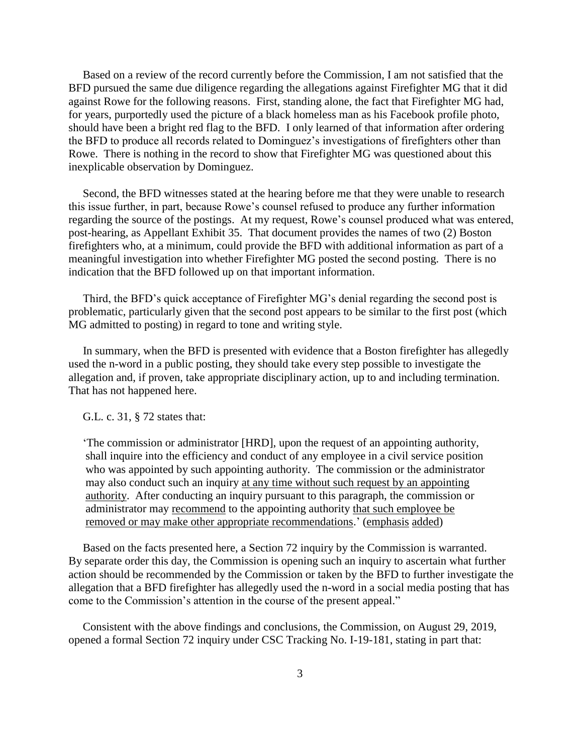Based on a review of the record currently before the Commission, I am not satisfied that the BFD pursued the same due diligence regarding the allegations against Firefighter MG that it did against Rowe for the following reasons. First, standing alone, the fact that Firefighter MG had, for years, purportedly used the picture of a black homeless man as his Facebook profile photo, should have been a bright red flag to the BFD. I only learned of that information after ordering the BFD to produce all records related to Dominguez's investigations of firefighters other than Rowe. There is nothing in the record to show that Firefighter MG was questioned about this inexplicable observation by Dominguez.

Second, the BFD witnesses stated at the hearing before me that they were unable to research this issue further, in part, because Rowe's counsel refused to produce any further information regarding the source of the postings. At my request, Rowe's counsel produced what was entered, post-hearing, as Appellant Exhibit 35. That document provides the names of two (2) Boston firefighters who, at a minimum, could provide the BFD with additional information as part of a meaningful investigation into whether Firefighter MG posted the second posting. There is no indication that the BFD followed up on that important information.

Third, the BFD's quick acceptance of Firefighter MG's denial regarding the second post is problematic, particularly given that the second post appears to be similar to the first post (which MG admitted to posting) in regard to tone and writing style.

In summary, when the BFD is presented with evidence that a Boston firefighter has allegedly used the n-word in a public posting, they should take every step possible to investigate the allegation and, if proven, take appropriate disciplinary action, up to and including termination. That has not happened here.

G.L. c. 31, § 72 states that:

> 'The commission or administrator [HRD], upon the request of an appointing authority, shall inquire into the efficiency and conduct of any employee in a civil service position who was appointed by such appointing authority. The commission or the administrator may also conduct such an inquiry <u>at any time without such request by an appointing authority</u>. After conducting an inquiry pursuant to this paragraph, the commission or administrator may <u>recommend</u> to the appointing authority <u>that such employee be removed or may make other appropriate recommendations</u>.' (<u>emphasis added</u>)

Based on the facts presented here, a Section 72 inquiry by the Commission is warranted. By separate order this day, the Commission is opening such an inquiry to ascertain what further action should be recommended by the Commission or taken by the BFD to further investigate the allegation that a BFD firefighter has allegedly used the n-word in a social media posting that has come to the Commission's attention in the course of the present appeal."

Consistent with the above findings and conclusions, the Commission, on August 29, 2019, opened a formal Section 72 inquiry under CSC Tracking No. I-19-181, stating in part that: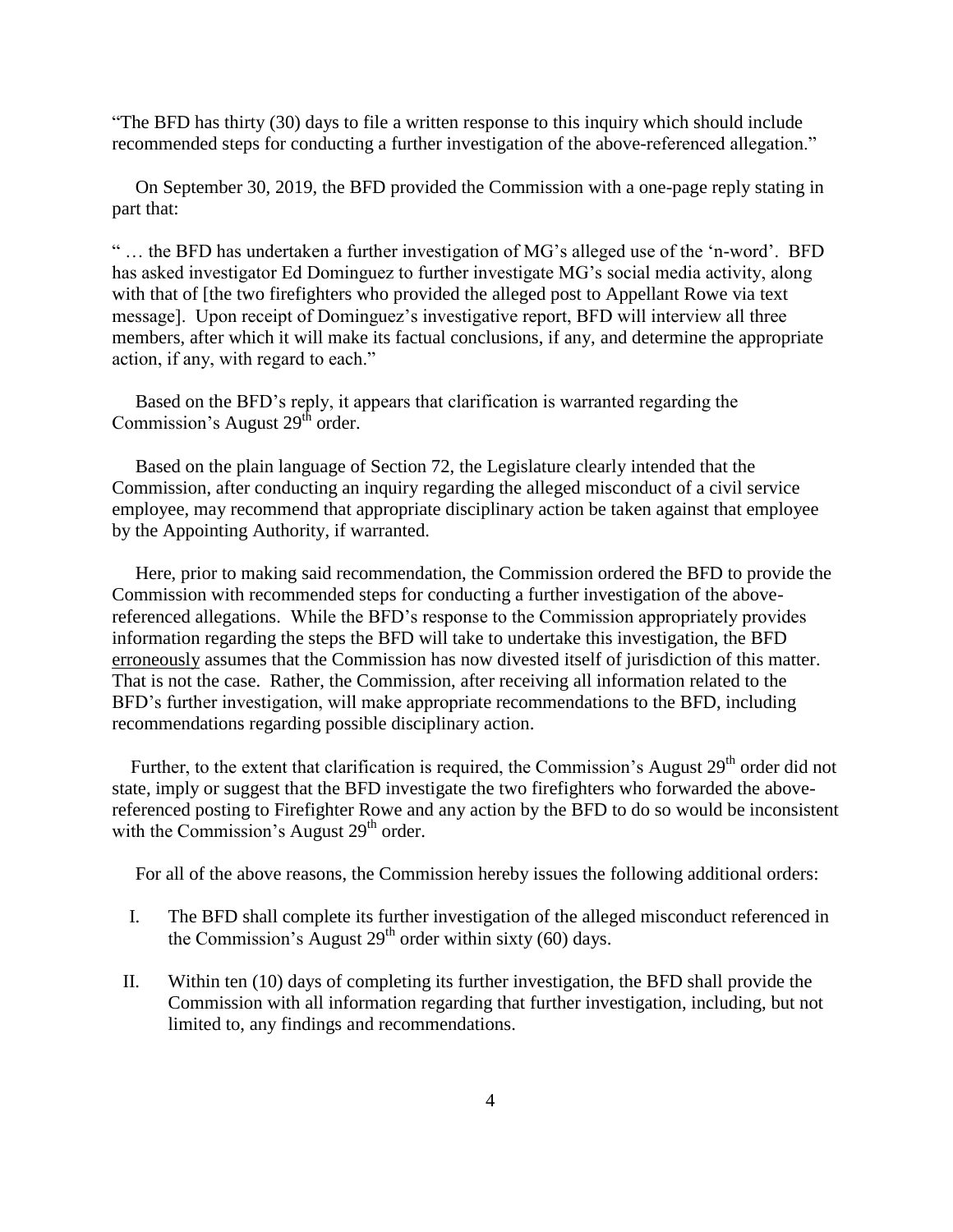"The BFD has thirty (30) days to file a written response to this inquiry which should include recommended steps for conducting a further investigation of the above-referenced allegation."

On September 30, 2019, the BFD provided the Commission with a one-page reply stating in part that:

" … the BFD has undertaken a further investigation of MG's alleged use of the 'n-word'. BFD has asked investigator Ed Dominguez to further investigate MG's social media activity, along with that of [the two firefighters who provided the alleged post to Appellant Rowe via text message]. Upon receipt of Dominguez's investigative report, BFD will interview all three members, after which it will make its factual conclusions, if any, and determine the appropriate action, if any, with regard to each."

Based on the BFD's reply, it appears that clarification is warranted regarding the Commission's August 29th order.

Based on the plain language of Section 72, the Legislature clearly intended that the Commission, after conducting an inquiry regarding the alleged misconduct of a civil service employee, may recommend that appropriate disciplinary action be taken against that employee by the Appointing Authority, if warranted.

Here, prior to making said recommendation, the Commission ordered the BFD to provide the Commission with recommended steps for conducting a further investigation of the above-referenced allegations. While the BFD's response to the Commission appropriately provides information regarding the steps the BFD will take to undertake this investigation, the BFD <u>erroneously</u> assumes that the Commission has now divested itself of jurisdiction of this matter. That is not the case. Rather, the Commission, after receiving all information related to the BFD's further investigation, will make appropriate recommendations to the BFD, including recommendations regarding possible disciplinary action.

Further, to the extent that clarification is required, the Commission's August 29th order did not state, imply or suggest that the BFD investigate the two firefighters who forwarded the above-referenced posting to Firefighter Rowe and any action by the BFD to do so would be inconsistent with the Commission's August 29th order.

For all of the above reasons, the Commission hereby issues the following additional orders:

I. The BFD shall complete its further investigation of the alleged misconduct referenced in the Commission's August 29th order within sixty (60) days.

II. Within ten (10) days of completing its further investigation, the BFD shall provide the Commission with all information regarding that further investigation, including, but not limited to, any findings and recommendations.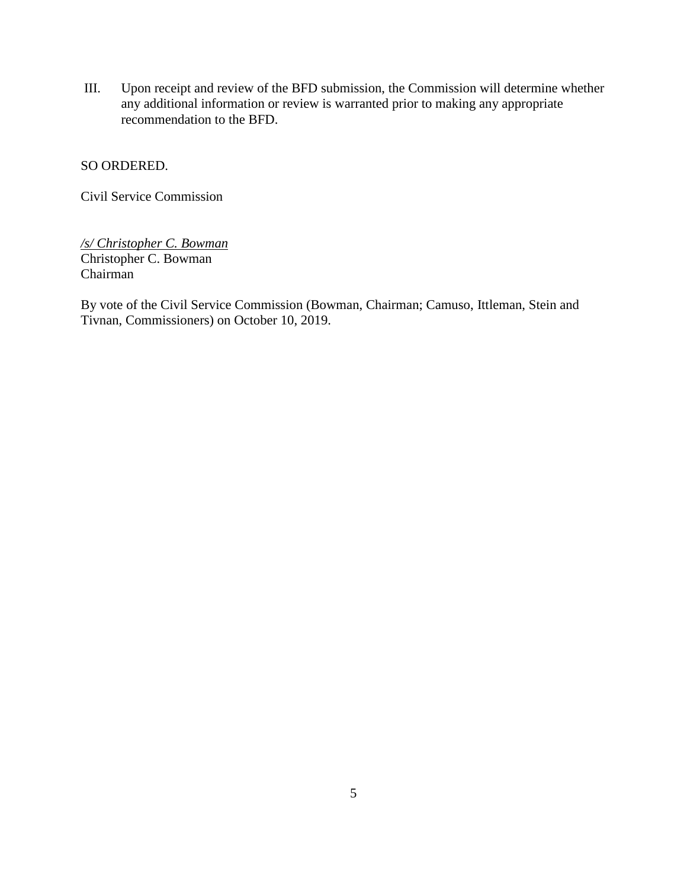III. Upon receipt and review of the BFD submission, the Commission will determine whether any additional information or review is warranted prior to making any appropriate recommendation to the BFD.

SO ORDERED.

Civil Service Commission

*/s/ Christopher C. Bowman*
Christopher C. Bowman
Chairman

By vote of the Civil Service Commission (Bowman, Chairman; Camuso, Ittleman, Stein and Tivnan, Commissioners) on October 10, 2019.